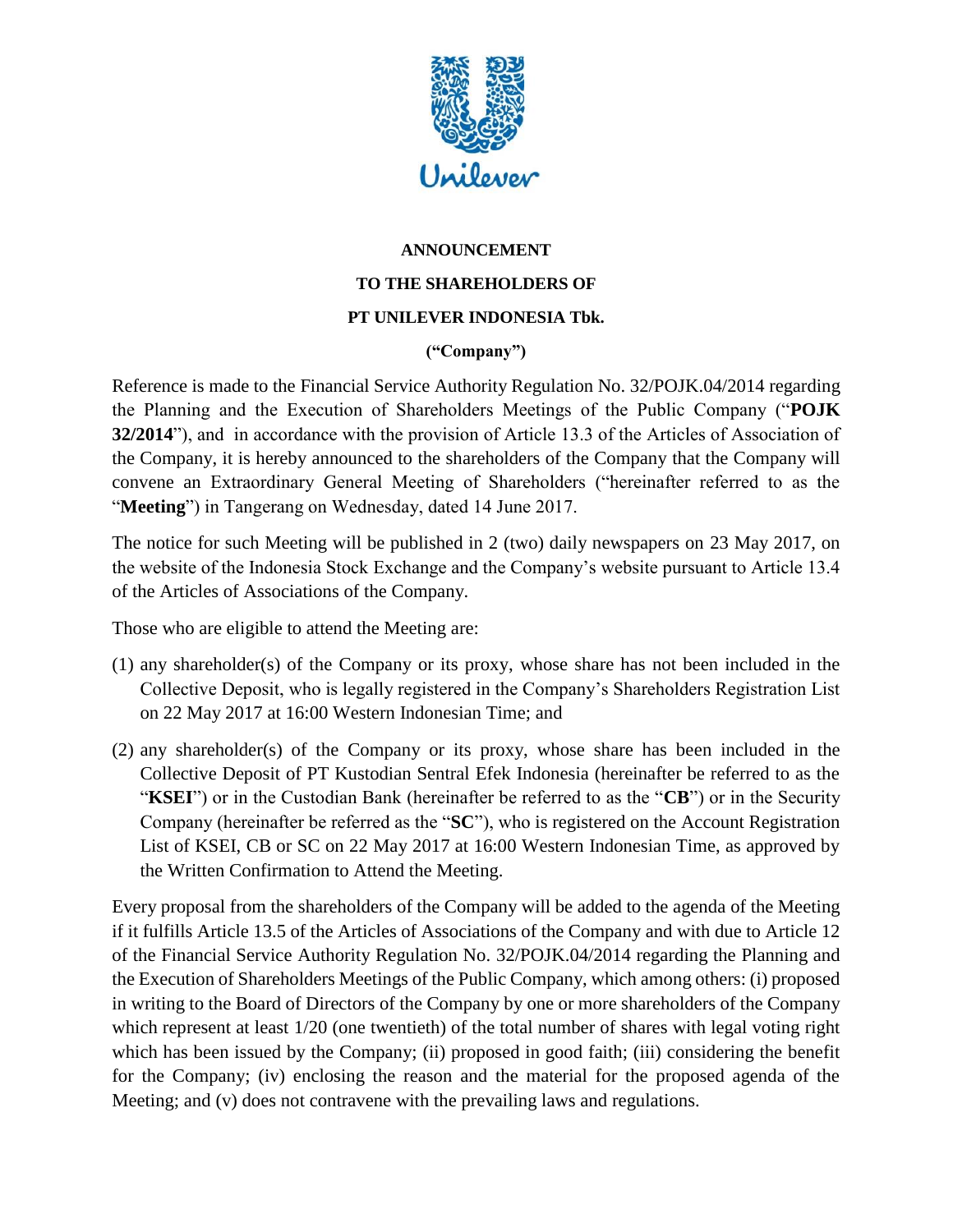**ANNOUNCEMENT**

**TO THE SHAREHOLDERS OF**

**PT UNILEVER INDONESIA Tbk.**

**("Company")**

Reference is made to the Financial Service Authority Regulation No. 32/POJK.04/2014 regarding the Planning and the Execution of Shareholders Meetings of the Public Company ("**POJK 32/2014**"), and in accordance with the provision of Article 13.3 of the Articles of Association of the Company, it is hereby announced to the shareholders of the Company that the Company will convene an Extraordinary General Meeting of Shareholders ("hereinafter referred to as the "**Meeting**") in Tangerang on Wednesday, dated 14 June 2017.

The notice for such Meeting will be published in 2 (two) daily newspapers on 23 May 2017, on the website of the Indonesia Stock Exchange and the Company's website pursuant to Article 13.4 of the Articles of Associations of the Company.

Those who are eligible to attend the Meeting are:

(1) any shareholder(s) of the Company or its proxy, whose share has not been included in the Collective Deposit, who is legally registered in the Company's Shareholders Registration List on 22 May 2017 at 16:00 Western Indonesian Time; and

(2) any shareholder(s) of the Company or its proxy, whose share has been included in the Collective Deposit of PT Kustodian Sentral Efek Indonesia (hereinafter be referred to as the "**KSEI**") or in the Custodian Bank (hereinafter be referred to as the "**CB**") or in the Security Company (hereinafter be referred as the "**SC**"), who is registered on the Account Registration List of KSEI, CB or SC on 22 May 2017 at 16:00 Western Indonesian Time, as approved by the Written Confirmation to Attend the Meeting.

Every proposal from the shareholders of the Company will be added to the agenda of the Meeting if it fulfills Article 13.5 of the Articles of Associations of the Company and with due to Article 12 of the Financial Service Authority Regulation No. 32/POJK.04/2014 regarding the Planning and the Execution of Shareholders Meetings of the Public Company, which among others: (i) proposed in writing to the Board of Directors of the Company by one or more shareholders of the Company which represent at least 1/20 (one twentieth) of the total number of shares with legal voting right which has been issued by the Company; (ii) proposed in good faith; (iii) considering the benefit for the Company; (iv) enclosing the reason and the material for the proposed agenda of the Meeting; and (v) does not contravene with the prevailing laws and regulations.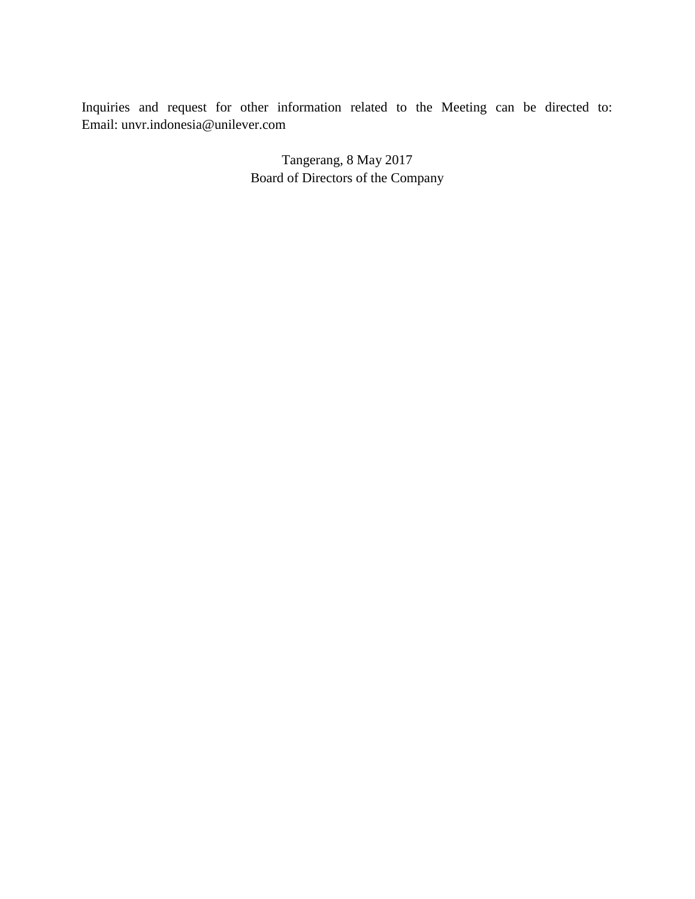Inquiries and request for other information related to the Meeting can be directed to:
Email: unvr.indonesia@unilever.com

Tangerang, 8 May 2017
Board of Directors of the Company